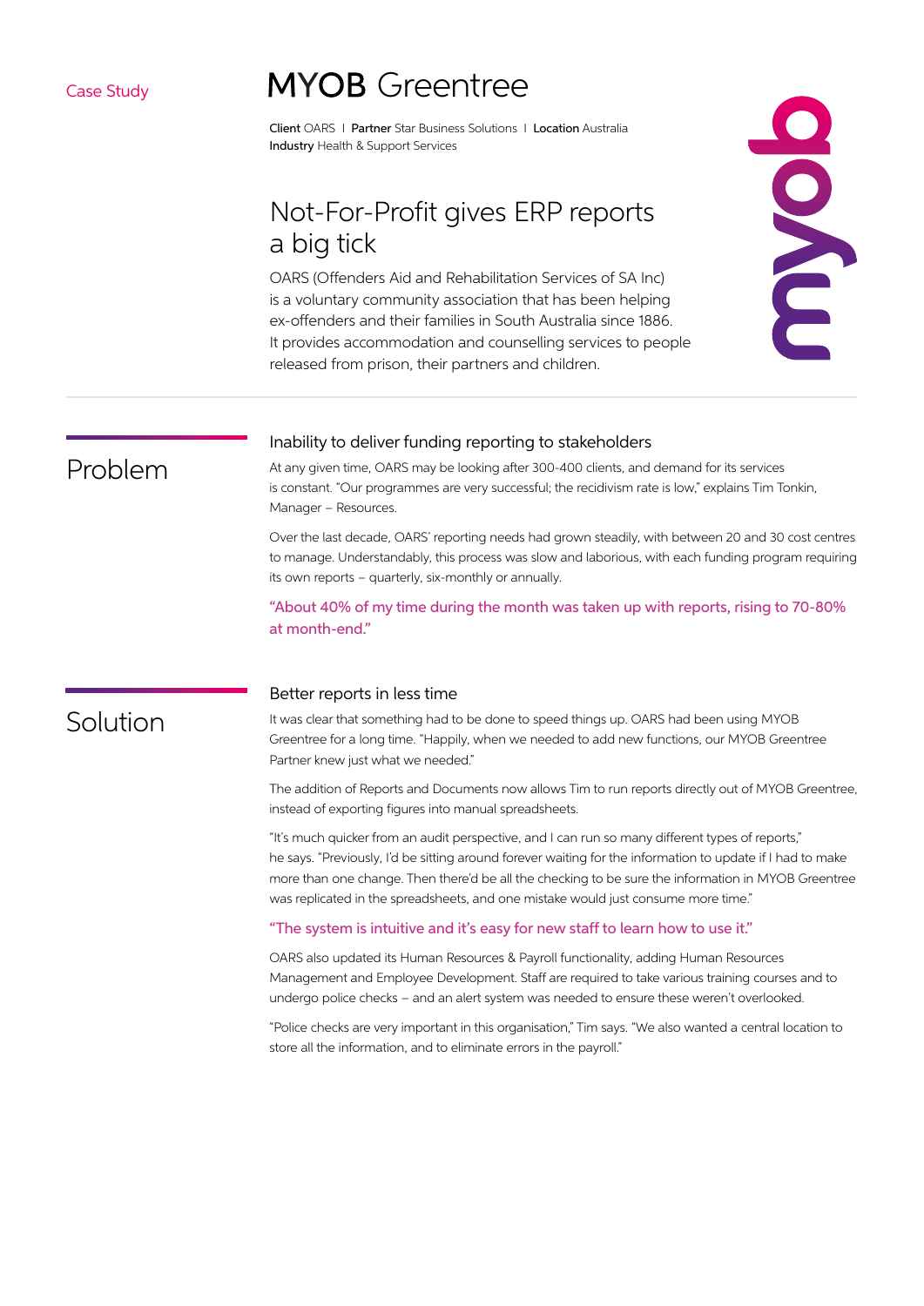Case Study

# MYOB Greentree

**Client** OARS | **Partner** Star Business Solutions | **Location** Australia
**Industry** Health & Support Services

## Not-For-Profit gives ERP reports a big tick

OARS (Offenders Aid and Rehabilitation Services of SA Inc) is a voluntary community association that has been helping ex-offenders and their families in South Australia since 1886. It provides accommodation and counselling services to people released from prison, their partners and children.

## Problem

### Inability to deliver funding reporting to stakeholders

At any given time, OARS may be looking after 300-400 clients, and demand for its services is constant. "Our programmes are very successful; the recidivism rate is low," explains Tim Tonkin, Manager – Resources.

Over the last decade, OARS' reporting needs had grown steadily, with between 20 and 30 cost centres to manage. Understandably, this process was slow and laborious, with each funding program requiring its own reports – quarterly, six-monthly or annually.

"About 40% of my time during the month was taken up with reports, rising to 70-80% at month-end."

## Solution

### Better reports in less time

It was clear that something had to be done to speed things up. OARS had been using MYOB Greentree for a long time. "Happily, when we needed to add new functions, our MYOB Greentree Partner knew just what we needed."

The addition of Reports and Documents now allows Tim to run reports directly out of MYOB Greentree, instead of exporting figures into manual spreadsheets.

"It's much quicker from an audit perspective, and I can run so many different types of reports," he says. "Previously, I'd be sitting around forever waiting for the information to update if I had to make more than one change. Then there'd be all the checking to be sure the information in MYOB Greentree was replicated in the spreadsheets, and one mistake would just consume more time."

"The system is intuitive and it's easy for new staff to learn how to use it."

OARS also updated its Human Resources & Payroll functionality, adding Human Resources Management and Employee Development. Staff are required to take various training courses and to undergo police checks – and an alert system was needed to ensure these weren't overlooked.

"Police checks are very important in this organisation," Tim says. "We also wanted a central location to store all the information, and to eliminate errors in the payroll."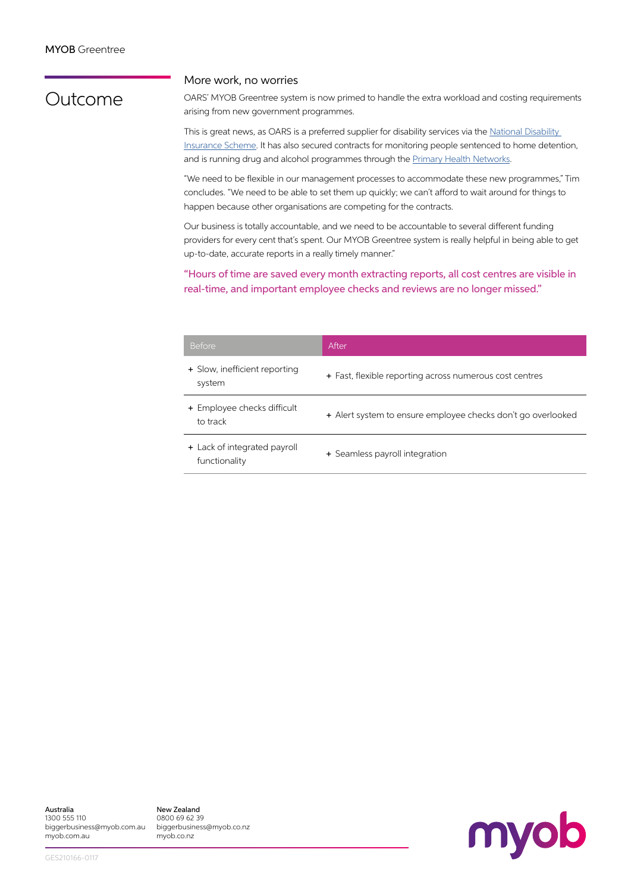# Outcome

## More work, no worries

OARS' MYOB Greentree system is now primed to handle the extra workload and costing requirements arising from new government programmes.

This is great news, as OARS is a preferred supplier for disability services via the National Disability Insurance Scheme. It has also secured contracts for monitoring people sentenced to home detention, and is running drug and alcohol programmes through the Primary Health Networks.

"We need to be flexible in our management processes to accommodate these new programmes," Tim concludes. "We need to be able to set them up quickly; we can't afford to wait around for things to happen because other organisations are competing for the contracts.

Our business is totally accountable, and we need to be accountable to several different funding providers for every cent that's spent. Our MYOB Greentree system is really helpful in being able to get up-to-date, accurate reports in a really timely manner."

"Hours of time are saved every month extracting reports, all cost centres are visible in real-time, and important employee checks and reviews are no longer missed."

| Before | After |
|---|---|
| + Slow, inefficient reporting system | + Fast, flexible reporting across numerous cost centres |
| + Employee checks difficult to track | + Alert system to ensure employee checks don't go overlooked |
| + Lack of integrated payroll functionality | + Seamless payroll integration |

**Australia**
1300 555 110
biggerbusiness@myob.com.au
myob.com.au

**New Zealand**
0800 69 62 39
biggerbusiness@myob.co.nz
myob.co.nz

myob

GES210166-0117